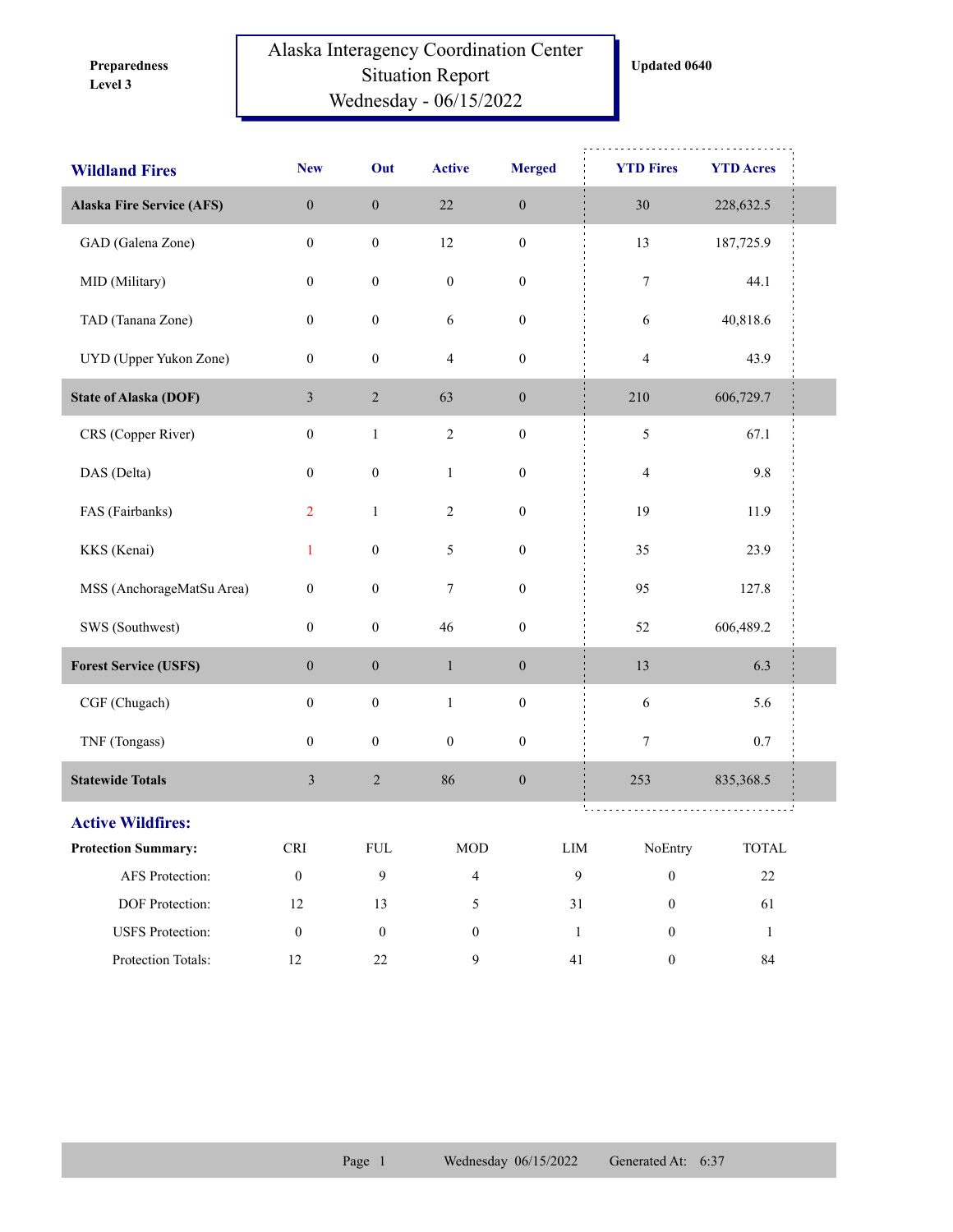**Preparedness Level 3**

# Alaska Interagency Coordination Center Situation Report
## Wednesday - 06/15/2022

**Updated 0640**

| Wildland Fires | New | Out | Active | Merged | YTD Fires | YTD Acres |
|---|---|---|---|---|---|---|
| **Alaska Fire Service (AFS)** | 0 | 0 | 22 | 0 | 30 | 228,632.5 |
| GAD (Galena Zone) | 0 | 0 | 12 | 0 | 13 | 187,725.9 |
| MID (Military) | 0 | 0 | 0 | 0 | 7 | 44.1 |
| TAD (Tanana Zone) | 0 | 0 | 6 | 0 | 6 | 40,818.6 |
| UYD (Upper Yukon Zone) | 0 | 0 | 4 | 0 | 4 | 43.9 |
| **State of Alaska (DOF)** | 3 | 2 | 63 | 0 | 210 | 606,729.7 |
| CRS (Copper River) | 0 | 1 | 2 | 0 | 5 | 67.1 |
| DAS (Delta) | 0 | 0 | 1 | 0 | 4 | 9.8 |
| FAS (Fairbanks) | 2 | 1 | 2 | 0 | 19 | 11.9 |
| KKS (Kenai) | 1 | 0 | 5 | 0 | 35 | 23.9 |
| MSS (AnchorageMatSu Area) | 0 | 0 | 7 | 0 | 95 | 127.8 |
| SWS (Southwest) | 0 | 0 | 46 | 0 | 52 | 606,489.2 |
| **Forest Service (USFS)** | 0 | 0 | 1 | 0 | 13 | 6.3 |
| CGF (Chugach) | 0 | 0 | 1 | 0 | 6 | 5.6 |
| TNF (Tongass) | 0 | 0 | 0 | 0 | 7 | 0.7 |
| **Statewide Totals** | 3 | 2 | 86 | 0 | 253 | 835,368.5 |

## Active Wildfires:

| Protection Summary: | CRI | FUL | MOD | LIM | NoEntry | TOTAL |
|---|---|---|---|---|---|---|
| AFS Protection: | 0 | 9 | 4 | 9 | 0 | 22 |
| DOF Protection: | 12 | 13 | 5 | 31 | 0 | 61 |
| USFS Protection: | 0 | 0 | 0 | 1 | 0 | 1 |
| Protection Totals: | 12 | 22 | 9 | 41 | 0 | 84 |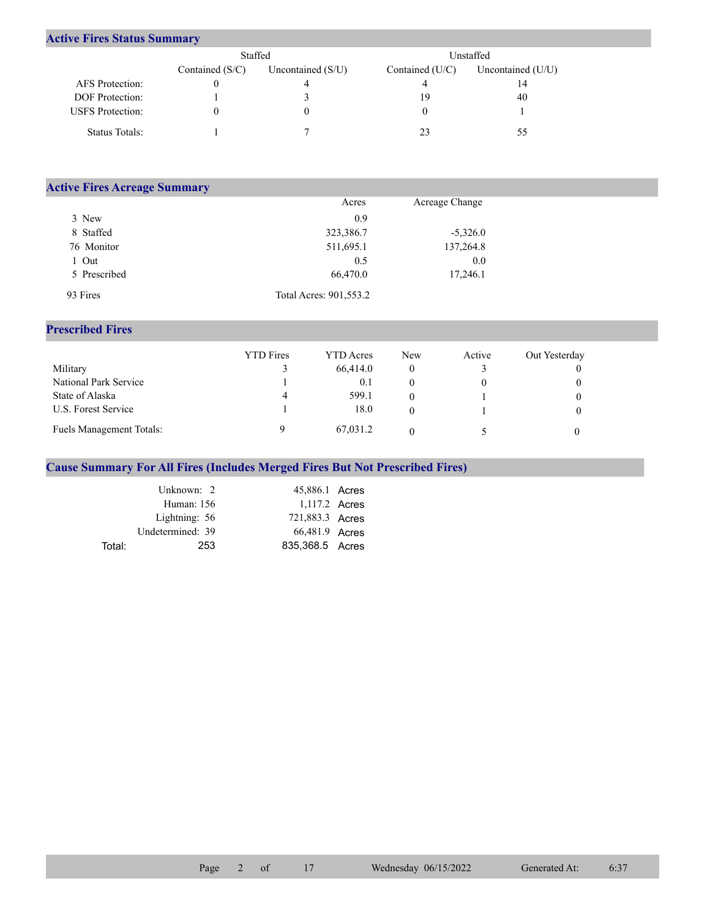## Active Fires Status Summary

| | Staffed | | Unstaffed | |
|---|---|---|---|---|
| | Contained (S/C) | Uncontained (S/U) | Contained (U/C) | Uncontained (U/U) |
| AFS Protection: | 0 | 4 | 4 | 14 |
| DOF Protection: | 1 | 3 | 19 | 40 |
| USFS Protection: | 0 | 0 | 0 | 1 |
| Status Totals: | 1 | 7 | 23 | 55 |

## Active Fires Acreage Summary

| | Acres | Acreage Change |
|---|---|---|
| 3 New | 0.9 | |
| 8 Staffed | 323,386.7 | -5,326.0 |
| 76 Monitor | 511,695.1 | 137,264.8 |
| 1 Out | 0.5 | 0.0 |
| 5 Prescribed | 66,470.0 | 17,246.1 |
| 93 Fires | Total Acres: 901,553.2 | |

## Prescribed Fires

| | YTD Fires | YTD Acres | New | Active | Out Yesterday |
|---|---|---|---|---|---|
| Military | 3 | 66,414.0 | 0 | 3 | 0 |
| National Park Service | 1 | 0.1 | 0 | 0 | 0 |
| State of Alaska | 4 | 599.1 | 0 | 1 | 0 |
| U.S. Forest Service | 1 | 18.0 | 0 | 1 | 0 |
| Fuels Management Totals: | 9 | 67,031.2 | 0 | 5 | 0 |

## Cause Summary For All Fires (Includes Merged Fires But Not Prescribed Fires)

| Cause | Fires | Acres |
|---|---|---|
| Unknown: | 2 | 45,886.1 Acres |
| Human: | 156 | 1,117.2 Acres |
| Lightning: | 56 | 721,883.3 Acres |
| Undetermined: | 39 | 66,481.9 Acres |
| Total: | 253 | 835,368.5 Acres |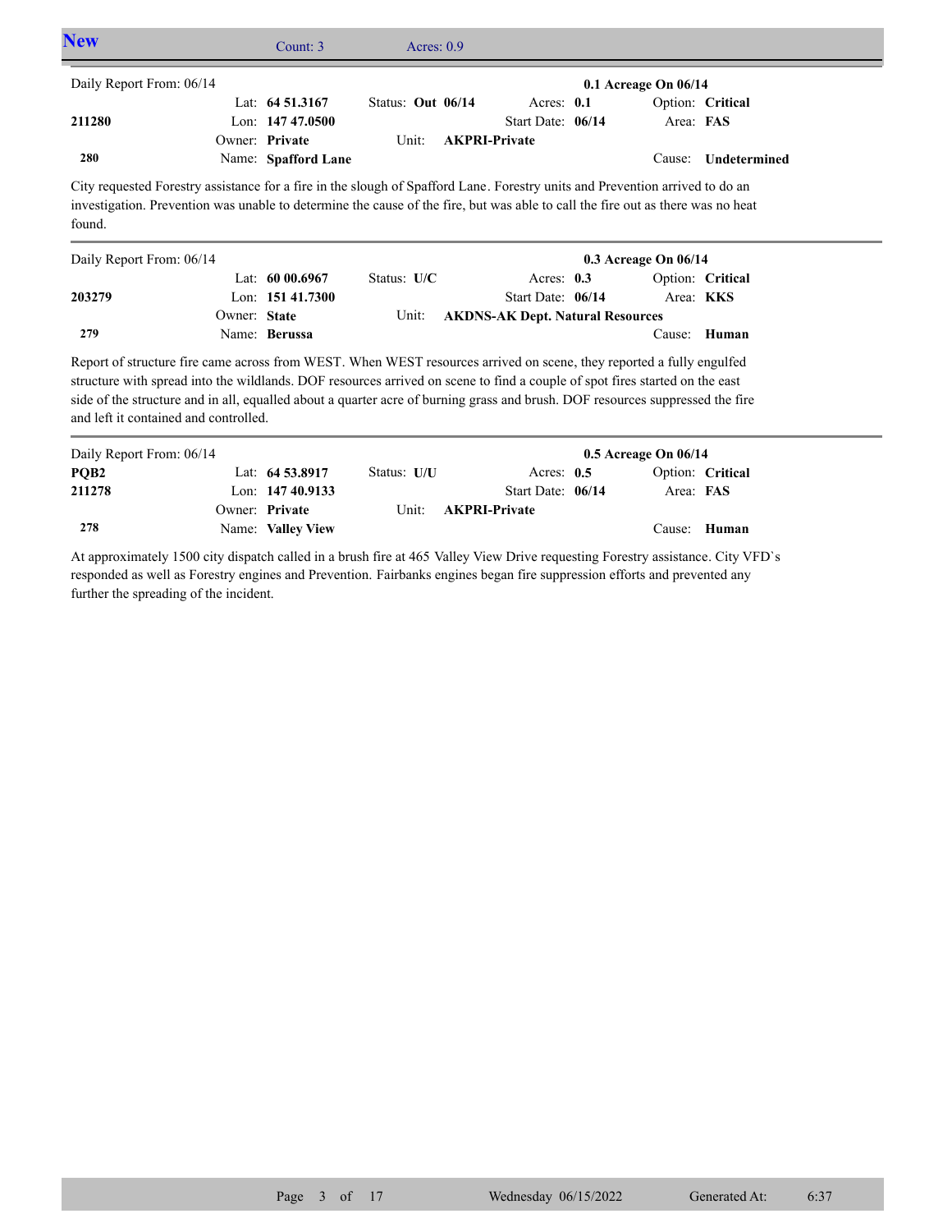## New

Count: 3 | Acres: 0.9

---

Daily Report From: 06/14 | **0.1 Acreage On 06/14**

| | | | | | |
|---|---|---|---|---|---|
| | Lat: **64 51.3167** | Status: **Out 06/14** | Acres: **0.1** | Option: **Critical** | |
| **211280** | Lon: **147 47.0500** | | Start Date: **06/14** | Area: **FAS** | |
| | Owner: **Private** | Unit: **AKPRI-Private** | | | |
| **280** | Name: **Spafford Lane** | | | Cause: **Undetermined** | |

City requested Forestry assistance for a fire in the slough of Spafford Lane. Forestry units and Prevention arrived to do an investigation. Prevention was unable to determine the cause of the fire, but was able to call the fire out as there was no heat found.

---

Daily Report From: 06/14 | **0.3 Acreage On 06/14**

| | | | | | |
|---|---|---|---|---|---|
| | Lat: **60 00.6967** | Status: **U/C** | Acres: **0.3** | Option: **Critical** | |
| **203279** | Lon: **151 41.7300** | | Start Date: **06/14** | Area: **KKS** | |
| | Owner: **State** | Unit: **AKDNS-AK Dept. Natural Resources** | | | |
| **279** | Name: **Berussa** | | | Cause: **Human** | |

Report of structure fire came across from WEST. When WEST resources arrived on scene, they reported a fully engulfed structure with spread into the wildlands. DOF resources arrived on scene to find a couple of spot fires started on the east side of the structure and in all, equalled about a quarter acre of burning grass and brush. DOF resources suppressed the fire and left it contained and controlled.

---

Daily Report From: 06/14 | **0.5 Acreage On 06/14**

| | | | | | |
|---|---|---|---|---|---|
| **PQB2** | Lat: **64 53.8917** | Status: **U/U** | Acres: **0.5** | Option: **Critical** | |
| **211278** | Lon: **147 40.9133** | | Start Date: **06/14** | Area: **FAS** | |
| | Owner: **Private** | Unit: **AKPRI-Private** | | | |
| **278** | Name: **Valley View** | | | Cause: **Human** | |

At approximately 1500 city dispatch called in a brush fire at 465 Valley View Drive requesting Forestry assistance. City VFD`s responded as well as Forestry engines and Prevention. Fairbanks engines began fire suppression efforts and prevented any further the spreading of the incident.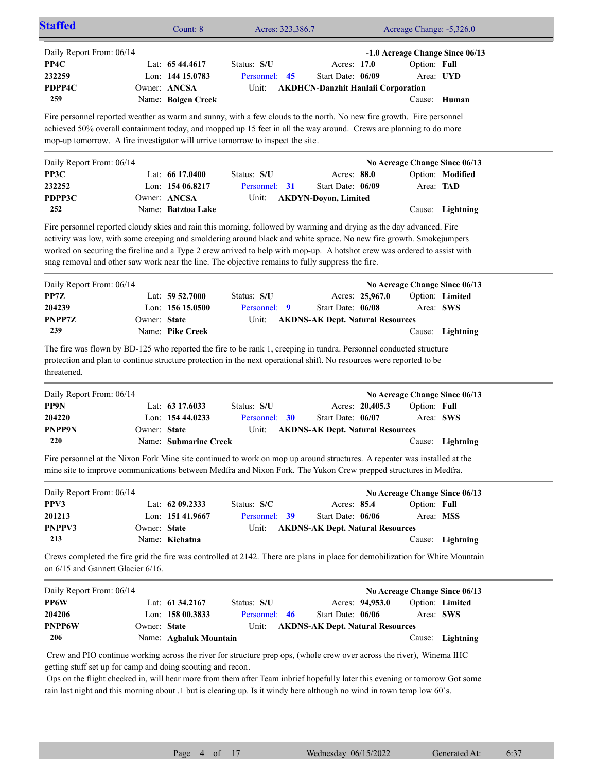## Staffed

Count: 8 | Acres: 323,386.7 | Acreage Change: -5,326.0

---

Daily Report From: 06/14 — **-1.0 Acreage Change Since 06/13**

| | | | | |
|---|---|---|---|---|
| **PP4C** | Lat: **65 44.4617** | Status: **S/U** | Acres: **17.0** | Option: **Full** |
| **232259** | Lon: **144 15.0783** | Personnel: **45** | Start Date: **06/09** | Area: **UYD** |
| **PDPP4C** | Owner: **ANCSA** | Unit: **AKDHCN-Danzhit Hanlaii Corporation** | | |
| **259** | Name: **Bolgen Creek** | | | Cause: **Human** |

Fire personnel reported weather as warm and sunny, with a few clouds to the north. No new fire growth. Fire personnel achieved 50% overall containment today, and mopped up 15 feet in all the way around. Crews are planning to do more mop-up tomorrow. A fire investigator will arrive tomorrow to inspect the site.

---

Daily Report From: 06/14 — **No Acreage Change Since 06/13**

| | | | | |
|---|---|---|---|---|
| **PP3C** | Lat: **66 17.0400** | Status: **S/U** | Acres: **88.0** | Option: **Modified** |
| **232252** | Lon: **154 06.8217** | Personnel: **31** | Start Date: **06/09** | Area: **TAD** |
| **PDPP3C** | Owner: **ANCSA** | Unit: **AKDYN-Doyon, Limited** | | |
| **252** | Name: **Batztoa Lake** | | | Cause: **Lightning** |

Fire personnel reported cloudy skies and rain this morning, followed by warming and drying as the day advanced. Fire activity was low, with some creeping and smoldering around black and white spruce. No new fire growth. Smokejumpers worked on securing the fireline and a Type 2 crew arrived to help with mop-up. A hotshot crew was ordered to assist with snag removal and other saw work near the line. The objective remains to fully suppress the fire.

---

Daily Report From: 06/14 — **No Acreage Change Since 06/13**

| | | | | |
|---|---|---|---|---|
| **PP7Z** | Lat: **59 52.7000** | Status: **S/U** | Acres: **25,967.0** | Option: **Limited** |
| **204239** | Lon: **156 15.0500** | Personnel: **9** | Start Date: **06/08** | Area: **SWS** |
| **PNPP7Z** | Owner: **State** | Unit: **AKDNS-AK Dept. Natural Resources** | | |
| **239** | Name: **Pike Creek** | | | Cause: **Lightning** |

The fire was flown by BD-125 who reported the fire to be rank 1, creeping in tundra. Personnel conducted structure protection and plan to continue structure protection in the next operational shift. No resources were reported to be threatened.

---

Daily Report From: 06/14 — **No Acreage Change Since 06/13**

| | | | | |
|---|---|---|---|---|
| **PP9N** | Lat: **63 17.6033** | Status: **S/U** | Acres: **20,405.3** | Option: **Full** |
| **204220** | Lon: **154 44.0233** | Personnel: **30** | Start Date: **06/07** | Area: **SWS** |
| **PNPP9N** | Owner: **State** | Unit: **AKDNS-AK Dept. Natural Resources** | | |
| **220** | Name: **Submarine Creek** | | | Cause: **Lightning** |

Fire personnel at the Nixon Fork Mine site continued to work on mop up around structures. A repeater was installed at the mine site to improve communications between Medfra and Nixon Fork. The Yukon Crew prepped structures in Medfra.

---

Daily Report From: 06/14 — **No Acreage Change Since 06/13**

| | | | | |
|---|---|---|---|---|
| **PPV3** | Lat: **62 09.2333** | Status: **S/C** | Acres: **85.4** | Option: **Full** |
| **201213** | Lon: **151 41.9667** | Personnel: **39** | Start Date: **06/06** | Area: **MSS** |
| **PNPPV3** | Owner: **State** | Unit: **AKDNS-AK Dept. Natural Resources** | | |
| **213** | Name: **Kichatna** | | | Cause: **Lightning** |

Crews completed the fire grid the fire was controlled at 2142. There are plans in place for demobilization for White Mountain on 6/15 and Gannett Glacier 6/16.

---

Daily Report From: 06/14 — **No Acreage Change Since 06/13**

| | | | | |
|---|---|---|---|---|
| **PP6W** | Lat: **61 34.2167** | Status: **S/U** | Acres: **94,953.0** | Option: **Limited** |
| **204206** | Lon: **158 00.3833** | Personnel: **46** | Start Date: **06/06** | Area: **SWS** |
| **PNPP6W** | Owner: **State** | Unit: **AKDNS-AK Dept. Natural Resources** | | |
| **206** | Name: **Aghaluk Mountain** | | | Cause: **Lightning** |

Crew and PIO continue working across the river for structure prep ops, (whole crew over across the river), Winema IHC getting stuff set up for camp and doing scouting and recon.

Ops on the flight checked in, will hear more from them after Team inbrief hopefully later this evening or tomorow Got some rain last night and this morning about .1 but is clearing up. Is it windy here although no wind in town temp low 60`s.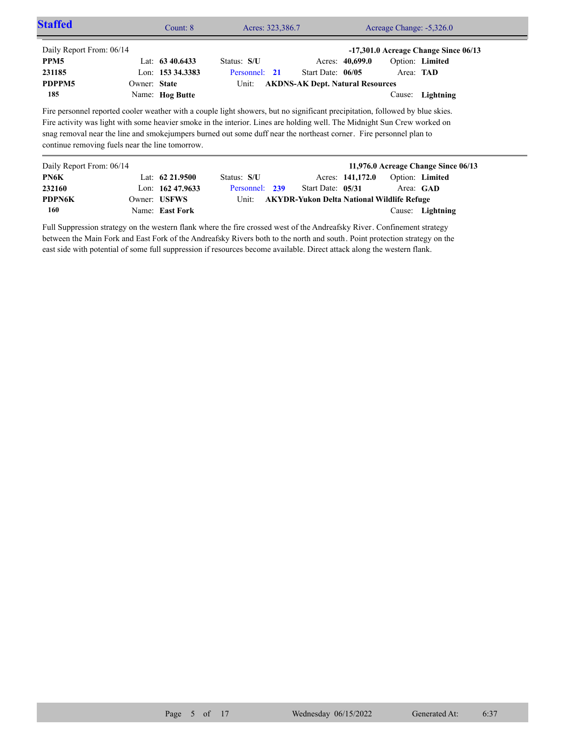## Staffed

Count: 8 | Acres: 323,386.7 | Acreage Change: -5,326.0

---

Daily Report From: 06/14 | **-17,301.0 Acreage Change Since 06/13**

| | | | | |
|---|---|---|---|---|
| **PPM5** | Lat: **63 40.6433** | Status: **S/U** | Acres: **40,699.0** | Option: **Limited** |
| **231185** | Lon: **153 34.3383** | Personnel: **21** | Start Date: **06/05** | Area: **TAD** |
| **PDPPM5** | Owner: **State** | Unit: **AKDNS-AK Dept. Natural Resources** | | |
| **185** | Name: **Hog Butte** | | | Cause: **Lightning** |

Fire personnel reported cooler weather with a couple light showers, but no significant precipitation, followed by blue skies. Fire activity was light with some heavier smoke in the interior. Lines are holding well. The Midnight Sun Crew worked on snag removal near the line and smokejumpers burned out some duff near the northeast corner. Fire personnel plan to continue removing fuels near the line tomorrow.

---

Daily Report From: 06/14 | **11,976.0 Acreage Change Since 06/13**

| | | | | |
|---|---|---|---|---|
| **PN6K** | Lat: **62 21.9500** | Status: **S/U** | Acres: **141,172.0** | Option: **Limited** |
| **232160** | Lon: **162 47.9633** | Personnel: **239** | Start Date: **05/31** | Area: **GAD** |
| **PDPN6K** | Owner: **USFWS** | Unit: **AKYDR-Yukon Delta National Wildlife Refuge** | | |
| **160** | Name: **East Fork** | | | Cause: **Lightning** |

Full Suppression strategy on the western flank where the fire crossed west of the Andreafsky River. Confinement strategy between the Main Fork and East Fork of the Andreafsky Rivers both to the north and south. Point protection strategy on the east side with potential of some full suppression if resources become available. Direct attack along the western flank.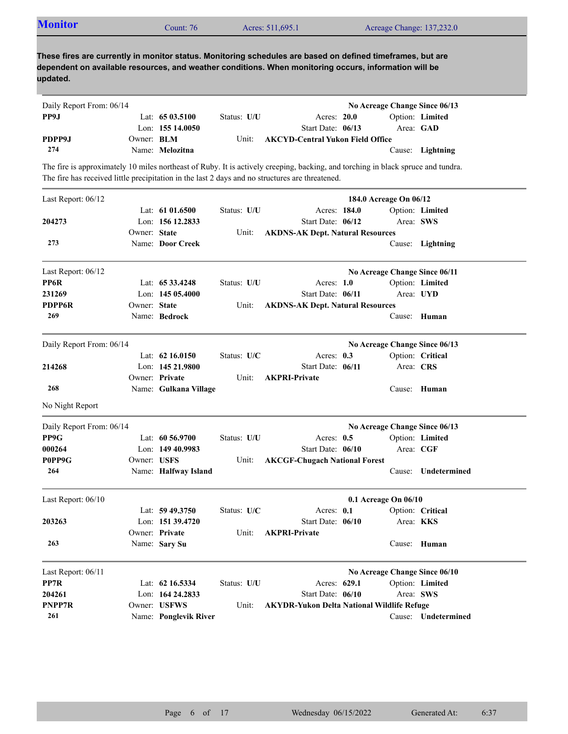## Monitor

Count: 76 | Acres: 511,695.1 | Acreage Change: 137,232.0

**These fires are currently in monitor status. Monitoring schedules are based on defined timeframes, but are dependent on available resources, and weather conditions. When monitoring occurs, information will be updated.**

---

Daily Report From: 06/14 — **No Acreage Change Since 06/13**

| | | | | |
|---|---|---|---|---|
| **PP9J** | Lat: **65 03.5100** | Status: **U/U** | Acres: **20.0** | Option: **Limited** |
| | Lon: **155 14.0050** | | Start Date: **06/13** | Area: **GAD** |
| **PDPP9J** | Owner: **BLM** | Unit: | **AKCYD-Central Yukon Field Office** | |
| **274** | Name: **Melozitna** | | | Cause: **Lightning** |

The fire is approximately 10 miles northeast of Ruby. It is actively creeping, backing, and torching in black spruce and tundra. The fire has received little precipitation in the last 2 days and no structures are threatened.

---

Last Report: 06/12 — **184.0 Acreage On 06/12**

| | | | | |
|---|---|---|---|---|
| | Lat: **61 01.6500** | Status: **U/U** | Acres: **184.0** | Option: **Limited** |
| **204273** | Lon: **156 12.2833** | | Start Date: **06/12** | Area: **SWS** |
| | Owner: **State** | Unit: | **AKDNS-AK Dept. Natural Resources** | |
| **273** | Name: **Door Creek** | | | Cause: **Lightning** |

---

Last Report: 06/12 — **No Acreage Change Since 06/11**

| | | | | |
|---|---|---|---|---|
| **PP6R** | Lat: **65 33.4248** | Status: **U/U** | Acres: **1.0** | Option: **Limited** |
| **231269** | Lon: **145 05.4000** | | Start Date: **06/11** | Area: **UYD** |
| **PDPP6R** | Owner: **State** | Unit: | **AKDNS-AK Dept. Natural Resources** | |
| **269** | Name: **Bedrock** | | | Cause: **Human** |

---

Daily Report From: 06/14 — **No Acreage Change Since 06/13**

| | | | | |
|---|---|---|---|---|
| | Lat: **62 16.0150** | Status: **U/C** | Acres: **0.3** | Option: **Critical** |
| **214268** | Lon: **145 21.9800** | | Start Date: **06/11** | Area: **CRS** |
| | Owner: **Private** | Unit: | **AKPRI-Private** | |
| **268** | Name: **Gulkana Village** | | | Cause: **Human** |

No Night Report

---

Daily Report From: 06/14 — **No Acreage Change Since 06/13**

| | | | | |
|---|---|---|---|---|
| **PP9G** | Lat: **60 56.9700** | Status: **U/U** | Acres: **0.5** | Option: **Limited** |
| **000264** | Lon: **149 40.9983** | | Start Date: **06/10** | Area: **CGF** |
| **P0PP9G** | Owner: **USFS** | Unit: | **AKCGF-Chugach National Forest** | |
| **264** | Name: **Halfway Island** | | | Cause: **Undetermined** |

---

Last Report: 06/10 — **0.1 Acreage On 06/10**

| | | | | |
|---|---|---|---|---|
| | Lat: **59 49.3750** | Status: **U/C** | Acres: **0.1** | Option: **Critical** |
| **203263** | Lon: **151 39.4720** | | Start Date: **06/10** | Area: **KKS** |
| | Owner: **Private** | Unit: | **AKPRI-Private** | |
| **263** | Name: **Sary Su** | | | Cause: **Human** |

---

Last Report: 06/11 — **No Acreage Change Since 06/10**

| | | | | |
|---|---|---|---|---|
| **PP7R** | Lat: **62 16.5334** | Status: **U/U** | Acres: **629.1** | Option: **Limited** |
| **204261** | Lon: **164 24.2833** | | Start Date: **06/10** | Area: **SWS** |
| **PNPP7R** | Owner: **USFWS** | Unit: | **AKYDR-Yukon Delta National Wildlife Refuge** | |
| **261** | Name: **Ponglevik River** | | | Cause: **Undetermined** |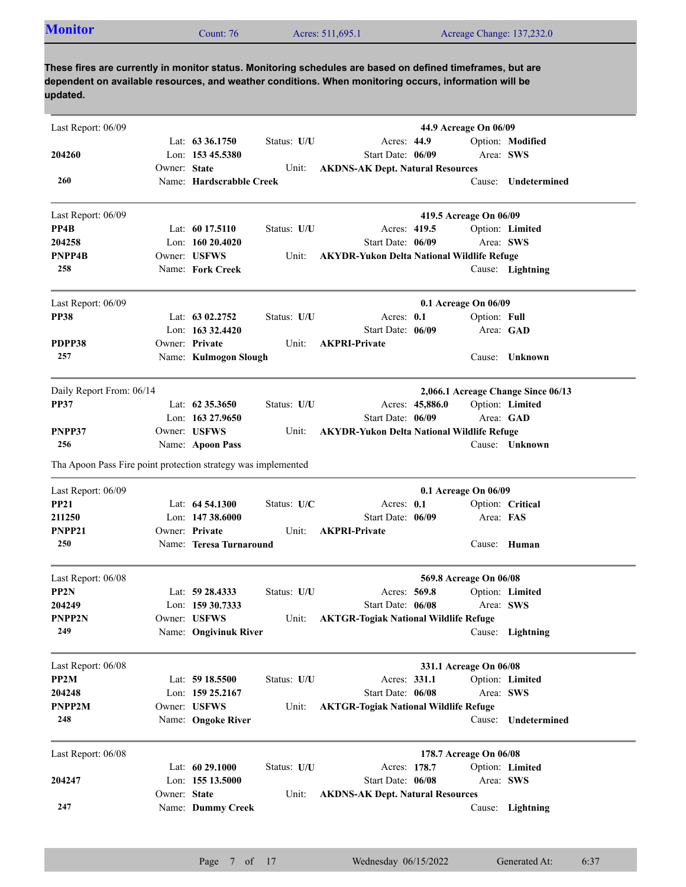## Monitor

Count: 76 | Acres: 511,695.1 | Acreage Change: 137,232.0

**These fires are currently in monitor status. Monitoring schedules are based on defined timeframes, but are dependent on available resources, and weather conditions. When monitoring occurs, information will be updated.**

---

Last Report: 06/09 — **44.9 Acreage On 06/09**

**204260**
**260**

Lat: **63 36.1750** | Status: **U/U** | Acres: **44.9** | Option: **Modified**
Lon: **153 45.5380** | Start Date: **06/09** | Area: **SWS**
Owner: **State** | Unit: **AKDNS-AK Dept. Natural Resources**
Name: **Hardscrabble Creek** | Cause: **Undetermined**

---

Last Report: 06/09 — **419.5 Acreage On 06/09**

**PP4B**
**204258**
**PNPP4B**
**258**

Lat: **60 17.5110** | Status: **U/U** | Acres: **419.5** | Option: **Limited**
Lon: **160 20.4020** | Start Date: **06/09** | Area: **SWS**
Owner: **USFWS** | Unit: **AKYDR-Yukon Delta National Wildlife Refuge**
Name: **Fork Creek** | Cause: **Lightning**

---

Last Report: 06/09 — **0.1 Acreage On 06/09**

**PP38**
**PDPP38**
**257**

Lat: **63 02.2752** | Status: **U/U** | Acres: **0.1** | Option: **Full**
Lon: **163 32.4420** | Start Date: **06/09** | Area: **GAD**
Owner: **Private** | Unit: **AKPRI-Private**
Name: **Kulmogon Slough** | Cause: **Unknown**

---

Daily Report From: 06/14 — **2,066.1 Acreage Change Since 06/13**

**PP37**
**PNPP37**
**256**

Lat: **62 35.3650** | Status: **U/U** | Acres: **45,886.0** | Option: **Limited**
Lon: **163 27.9650** | Start Date: **06/09** | Area: **GAD**
Owner: **USFWS** | Unit: **AKYDR-Yukon Delta National Wildlife Refuge**
Name: **Apoon Pass** | Cause: **Unknown**

Tha Apoon Pass Fire point protection strategy was implemented

---

Last Report: 06/09 — **0.1 Acreage On 06/09**

**PP21**
**211250**
**PNPP21**
**250**

Lat: **64 54.1300** | Status: **U/C** | Acres: **0.1** | Option: **Critical**
Lon: **147 38.6000** | Start Date: **06/09** | Area: **FAS**
Owner: **Private** | Unit: **AKPRI-Private**
Name: **Teresa Turnaround** | Cause: **Human**

---

Last Report: 06/08 — **569.8 Acreage On 06/08**

**PP2N**
**204249**
**PNPP2N**
**249**

Lat: **59 28.4333** | Status: **U/U** | Acres: **569.8** | Option: **Limited**
Lon: **159 30.7333** | Start Date: **06/08** | Area: **SWS**
Owner: **USFWS** | Unit: **AKTGR-Togiak National Wildlife Refuge**
Name: **Ongivinuk River** | Cause: **Lightning**

---

Last Report: 06/08 — **331.1 Acreage On 06/08**

**PP2M**
**204248**
**PNPP2M**
**248**

Lat: **59 18.5500** | Status: **U/U** | Acres: **331.1** | Option: **Limited**
Lon: **159 25.2167** | Start Date: **06/08** | Area: **SWS**
Owner: **USFWS** | Unit: **AKTGR-Togiak National Wildlife Refuge**
Name: **Ongoke River** | Cause: **Undetermined**

---

Last Report: 06/08 — **178.7 Acreage On 06/08**

**204247**
**247**

Lat: **60 29.1000** | Status: **U/U** | Acres: **178.7** | Option: **Limited**
Lon: **155 13.5000** | Start Date: **06/08** | Area: **SWS**
Owner: **State** | Unit: **AKDNS-AK Dept. Natural Resources**
Name: **Dummy Creek** | Cause: **Lightning**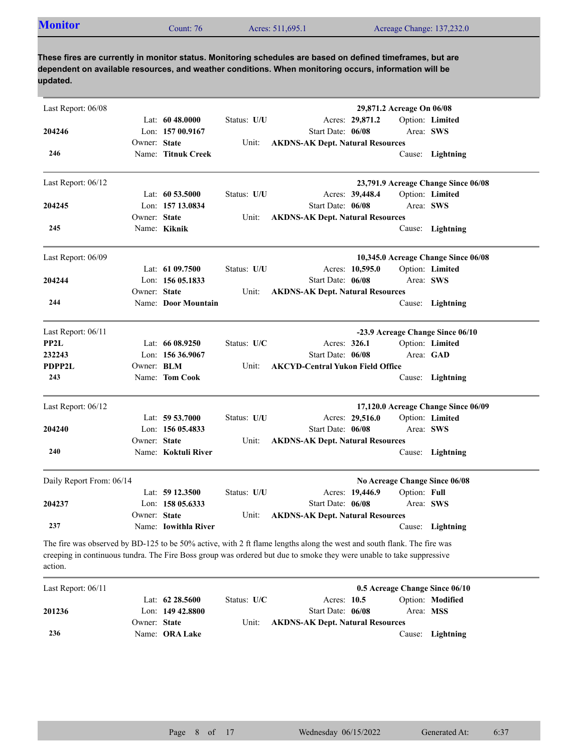## Monitor

Count: 76 | Acres: 511,695.1 | Acreage Change: 137,232.0

**These fires are currently in monitor status. Monitoring schedules are based on defined timeframes, but are dependent on available resources, and weather conditions. When monitoring occurs, information will be updated.**

---

Last Report: 06/08 — **29,871.2 Acreage On 06/08**

**204246**
**246**

Lat: **60 48.0000** | Lon: **157 00.9167** | Owner: **State** | Name: **Titnuk Creek**
Status: **U/U** | Unit: **AKDNS-AK Dept. Natural Resources**
Acres: **29,871.2** | Start Date: **06/08**
Option: **Limited** | Area: **SWS** | Cause: **Lightning**

---

Last Report: 06/12 — **23,791.9 Acreage Change Since 06/08**

**204245**
**245**

Lat: **60 53.5000** | Lon: **157 13.0834** | Owner: **State** | Name: **Kiknik**
Status: **U/U** | Unit: **AKDNS-AK Dept. Natural Resources**
Acres: **39,448.4** | Start Date: **06/08**
Option: **Limited** | Area: **SWS** | Cause: **Lightning**

---

Last Report: 06/09 — **10,345.0 Acreage Change Since 06/08**

**204244**
**244**

Lat: **61 09.7500** | Lon: **156 05.1833** | Owner: **State** | Name: **Door Mountain**
Status: **U/U** | Unit: **AKDNS-AK Dept. Natural Resources**
Acres: **10,595.0** | Start Date: **06/08**
Option: **Limited** | Area: **SWS** | Cause: **Lightning**

---

Last Report: 06/11 — **-23.9 Acreage Change Since 06/10**

**PP2L**
**232243**
**PDPP2L**
**243**

Lat: **66 08.9250** | Lon: **156 36.9067** | Owner: **BLM** | Name: **Tom Cook**
Status: **U/C** | Unit: **AKCYD-Central Yukon Field Office**
Acres: **326.1** | Start Date: **06/08**
Option: **Limited** | Area: **GAD** | Cause: **Lightning**

---

Last Report: 06/12 — **17,120.0 Acreage Change Since 06/09**

**204240**
**240**

Lat: **59 53.7000** | Lon: **156 05.4833** | Owner: **State** | Name: **Koktuli River**
Status: **U/U** | Unit: **AKDNS-AK Dept. Natural Resources**
Acres: **29,516.0** | Start Date: **06/08**
Option: **Limited** | Area: **SWS** | Cause: **Lightning**

---

Daily Report From: 06/14 — **No Acreage Change Since 06/08**

**204237**
**237**

Lat: **59 12.3500** | Lon: **158 05.6333** | Owner: **State** | Name: **Iowithla River**
Status: **U/U** | Unit: **AKDNS-AK Dept. Natural Resources**
Acres: **19,446.9** | Start Date: **06/08**
Option: **Full** | Area: **SWS** | Cause: **Lightning**

The fire was observed by BD-125 to be 50% active, with 2 ft flame lengths along the west and south flank. The fire was creeping in continuous tundra. The Fire Boss group was ordered but due to smoke they were unable to take suppressive action.

---

Last Report: 06/11 — **0.5 Acreage Change Since 06/10**

**201236**
**236**

Lat: **62 28.5600** | Lon: **149 42.8800** | Owner: **State** | Name: **ORA Lake**
Status: **U/C** | Unit: **AKDNS-AK Dept. Natural Resources**
Acres: **10.5** | Start Date: **06/08**
Option: **Modified** | Area: **MSS** | Cause: **Lightning**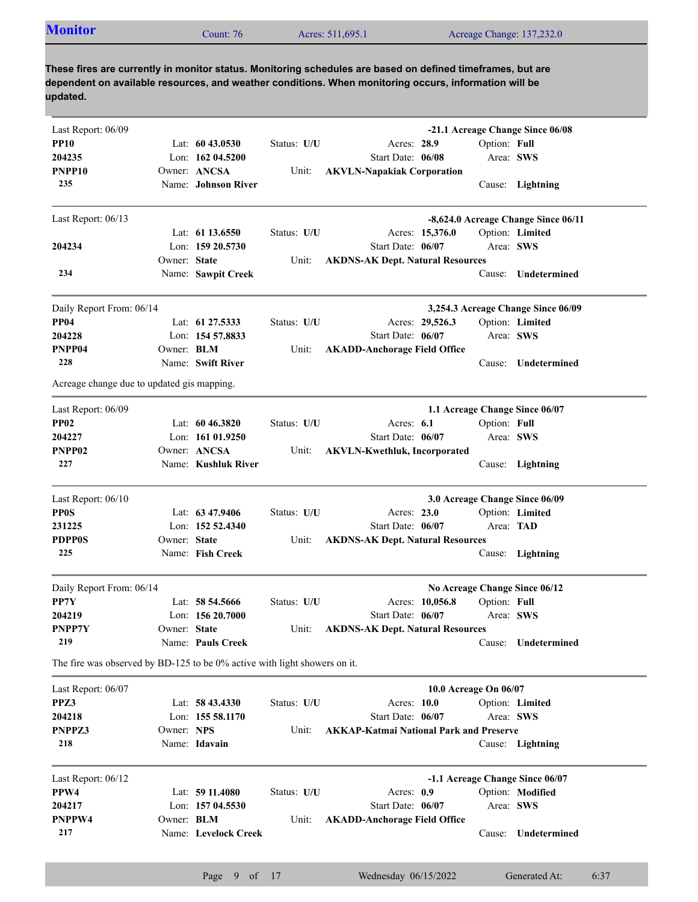## Monitor

Count: 76 | Acres: 511,695.1 | Acreage Change: 137,232.0

**These fires are currently in monitor status. Monitoring schedules are based on defined timeframes, but are dependent on available resources, and weather conditions. When monitoring occurs, information will be updated.**

---

Last Report: 06/09 — **-21.1 Acreage Change Since 06/08**

**PP10**
**204235**
**PNPP10**
**235**

Lat: **60 43.0530** | Lon: **162 04.5200** | Owner: **ANCSA** | Name: **Johnson River**
Status: **U/U** | Unit: **AKVLN-Napakiak Corporation**
Acres: **28.9** | Start Date: **06/08**
Option: **Full** | Area: **SWS** | Cause: **Lightning**

---

Last Report: 06/13 — **-8,624.0 Acreage Change Since 06/11**

**204234**
**234**

Lat: **61 13.6550** | Lon: **159 20.5730** | Owner: **State** | Name: **Sawpit Creek**
Status: **U/U** | Unit: **AKDNS-AK Dept. Natural Resources**
Acres: **15,376.0** | Start Date: **06/07**
Option: **Limited** | Area: **SWS** | Cause: **Undetermined**

---

Daily Report From: 06/14 — **3,254.3 Acreage Change Since 06/09**

**PP04**
**204228**
**PNPP04**
**228**

Lat: **61 27.5333** | Lon: **154 57.8833** | Owner: **BLM** | Name: **Swift River**
Status: **U/U** | Unit: **AKADD-Anchorage Field Office**
Acres: **29,526.3** | Start Date: **06/07**
Option: **Limited** | Area: **SWS** | Cause: **Undetermined**

Acreage change due to updated gis mapping.

---

Last Report: 06/09 — **1.1 Acreage Change Since 06/07**

**PP02**
**204227**
**PNPP02**
**227**

Lat: **60 46.3820** | Lon: **161 01.9250** | Owner: **ANCSA** | Name: **Kushluk River**
Status: **U/U** | Unit: **AKVLN-Kwethluk, Incorporated**
Acres: **6.1** | Start Date: **06/07**
Option: **Full** | Area: **SWS** | Cause: **Lightning**

---

Last Report: 06/10 — **3.0 Acreage Change Since 06/09**

**PP0S**
**231225**
**PDPP0S**
**225**

Lat: **63 47.9406** | Lon: **152 52.4340** | Owner: **State** | Name: **Fish Creek**
Status: **U/U** | Unit: **AKDNS-AK Dept. Natural Resources**
Acres: **23.0** | Start Date: **06/07**
Option: **Limited** | Area: **TAD** | Cause: **Lightning**

---

Daily Report From: 06/14 — **No Acreage Change Since 06/12**

**PP7Y**
**204219**
**PNPP7Y**
**219**

Lat: **58 54.5666** | Lon: **156 20.7000** | Owner: **State** | Name: **Pauls Creek**
Status: **U/U** | Unit: **AKDNS-AK Dept. Natural Resources**
Acres: **10,056.8** | Start Date: **06/07**
Option: **Full** | Area: **SWS** | Cause: **Undetermined**

The fire was observed by BD-125 to be 0% active with light showers on it.

---

Last Report: 06/07 — **10.0 Acreage On 06/07**

**PPZ3**
**204218**
**PNPPZ3**
**218**

Lat: **58 43.4330** | Lon: **155 58.1170** | Owner: **NPS** | Name: **Idavain**
Status: **U/U** | Unit: **AKKAP-Katmai National Park and Preserve**
Acres: **10.0** | Start Date: **06/07**
Option: **Limited** | Area: **SWS** | Cause: **Lightning**

---

Last Report: 06/12 — **-1.1 Acreage Change Since 06/07**

**PPW4**
**204217**
**PNPPW4**
**217**

Lat: **59 11.4080** | Lon: **157 04.5530** | Owner: **BLM** | Name: **Levelock Creek**
Status: **U/U** | Unit: **AKADD-Anchorage Field Office**
Acres: **0.9** | Start Date: **06/07**
Option: **Modified** | Area: **SWS** | Cause: **Undetermined**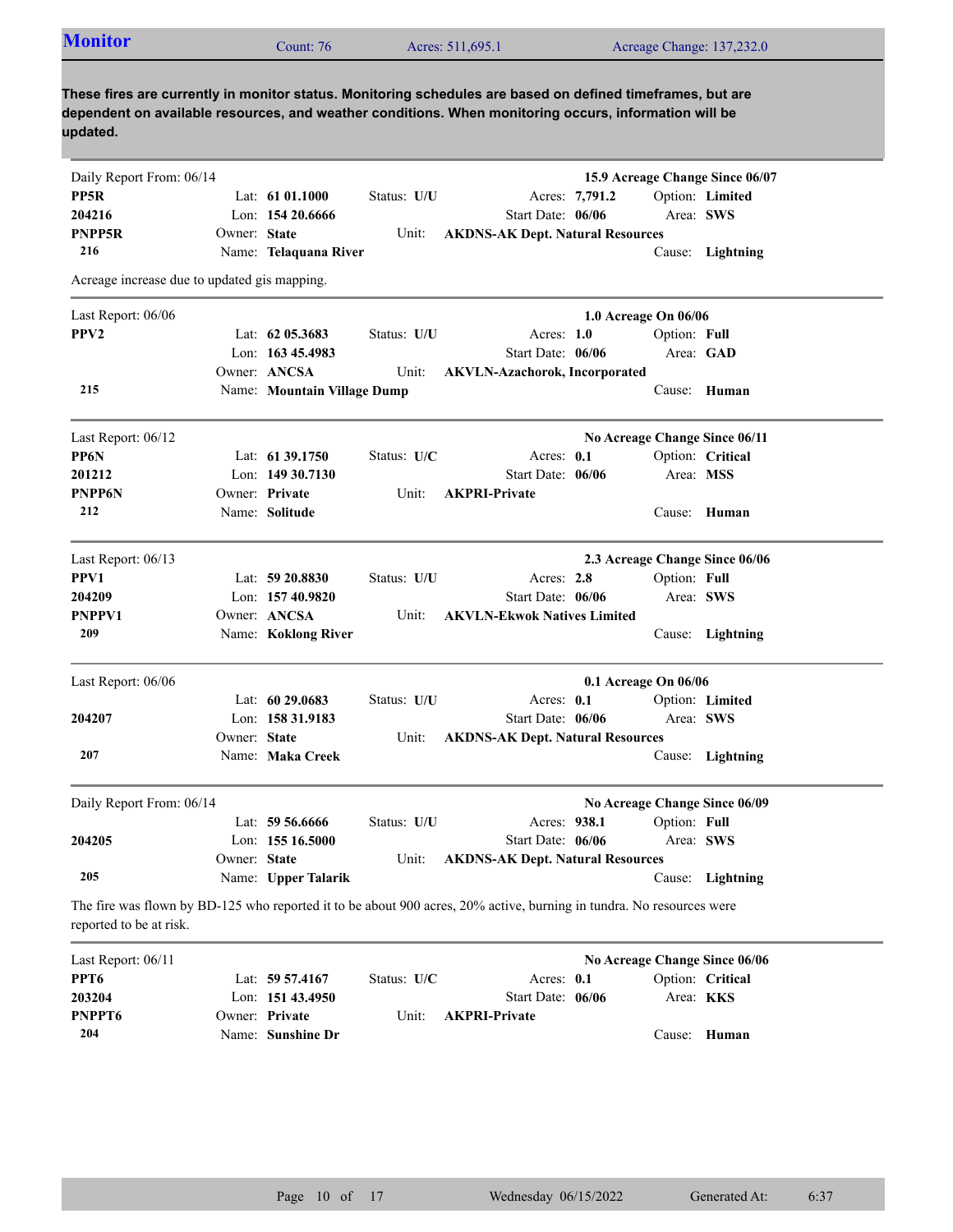## Monitor

Count: 76 | Acres: 511,695.1 | Acreage Change: 137,232.0

**These fires are currently in monitor status. Monitoring schedules are based on defined timeframes, but are dependent on available resources, and weather conditions. When monitoring occurs, information will be updated.**

---

Daily Report From: 06/14 — **15.9 Acreage Change Since 06/07**

| | | | |
|---|---|---|---|
| **PP5R** | Lat: **61 01.1000** | Status: **U/U** | Acres: **7,791.2** | Option: **Limited** |
| **204216** | Lon: **154 20.6666** | | Start Date: **06/06** | Area: **SWS** |
| **PNPP5R** | Owner: **State** | Unit: **AKDNS-AK Dept. Natural Resources** | | |
| **216** | Name: **Telaquana River** | | | Cause: **Lightning** |

Acreage increase due to updated gis mapping.

---

Last Report: 06/06 — **1.0 Acreage On 06/06**

| | | | |
|---|---|---|---|
| **PPV2** | Lat: **62 05.3683** | Status: **U/U** | Acres: **1.0** | Option: **Full** |
| | Lon: **163 45.4983** | | Start Date: **06/06** | Area: **GAD** |
| | Owner: **ANCSA** | Unit: **AKVLN-Azachorok, Incorporated** | | |
| **215** | Name: **Mountain Village Dump** | | | Cause: **Human** |

---

Last Report: 06/12 — **No Acreage Change Since 06/11**

| | | | |
|---|---|---|---|
| **PP6N** | Lat: **61 39.1750** | Status: **U/C** | Acres: **0.1** | Option: **Critical** |
| **201212** | Lon: **149 30.7130** | | Start Date: **06/06** | Area: **MSS** |
| **PNPP6N** | Owner: **Private** | Unit: **AKPRI-Private** | | |
| **212** | Name: **Solitude** | | | Cause: **Human** |

---

Last Report: 06/13 — **2.3 Acreage Change Since 06/06**

| | | | |
|---|---|---|---|
| **PPV1** | Lat: **59 20.8830** | Status: **U/U** | Acres: **2.8** | Option: **Full** |
| **204209** | Lon: **157 40.9820** | | Start Date: **06/06** | Area: **SWS** |
| **PNPPV1** | Owner: **ANCSA** | Unit: **AKVLN-Ekwok Natives Limited** | | |
| **209** | Name: **Koklong River** | | | Cause: **Lightning** |

---

Last Report: 06/06 — **0.1 Acreage On 06/06**

| | | | |
|---|---|---|---|
| | Lat: **60 29.0683** | Status: **U/U** | Acres: **0.1** | Option: **Limited** |
| **204207** | Lon: **158 31.9183** | | Start Date: **06/06** | Area: **SWS** |
| | Owner: **State** | Unit: **AKDNS-AK Dept. Natural Resources** | | |
| **207** | Name: **Maka Creek** | | | Cause: **Lightning** |

---

Daily Report From: 06/14 — **No Acreage Change Since 06/09**

| | | | |
|---|---|---|---|
| | Lat: **59 56.6666** | Status: **U/U** | Acres: **938.1** | Option: **Full** |
| **204205** | Lon: **155 16.5000** | | Start Date: **06/06** | Area: **SWS** |
| | Owner: **State** | Unit: **AKDNS-AK Dept. Natural Resources** | | |
| **205** | Name: **Upper Talarik** | | | Cause: **Lightning** |

The fire was flown by BD-125 who reported it to be about 900 acres, 20% active, burning in tundra. No resources were reported to be at risk.

---

Last Report: 06/11 — **No Acreage Change Since 06/06**

| | | | |
|---|---|---|---|
| **PPT6** | Lat: **59 57.4167** | Status: **U/C** | Acres: **0.1** | Option: **Critical** |
| **203204** | Lon: **151 43.4950** | | Start Date: **06/06** | Area: **KKS** |
| **PNPPT6** | Owner: **Private** | Unit: **AKPRI-Private** | | |
| **204** | Name: **Sunshine Dr** | | | Cause: **Human** |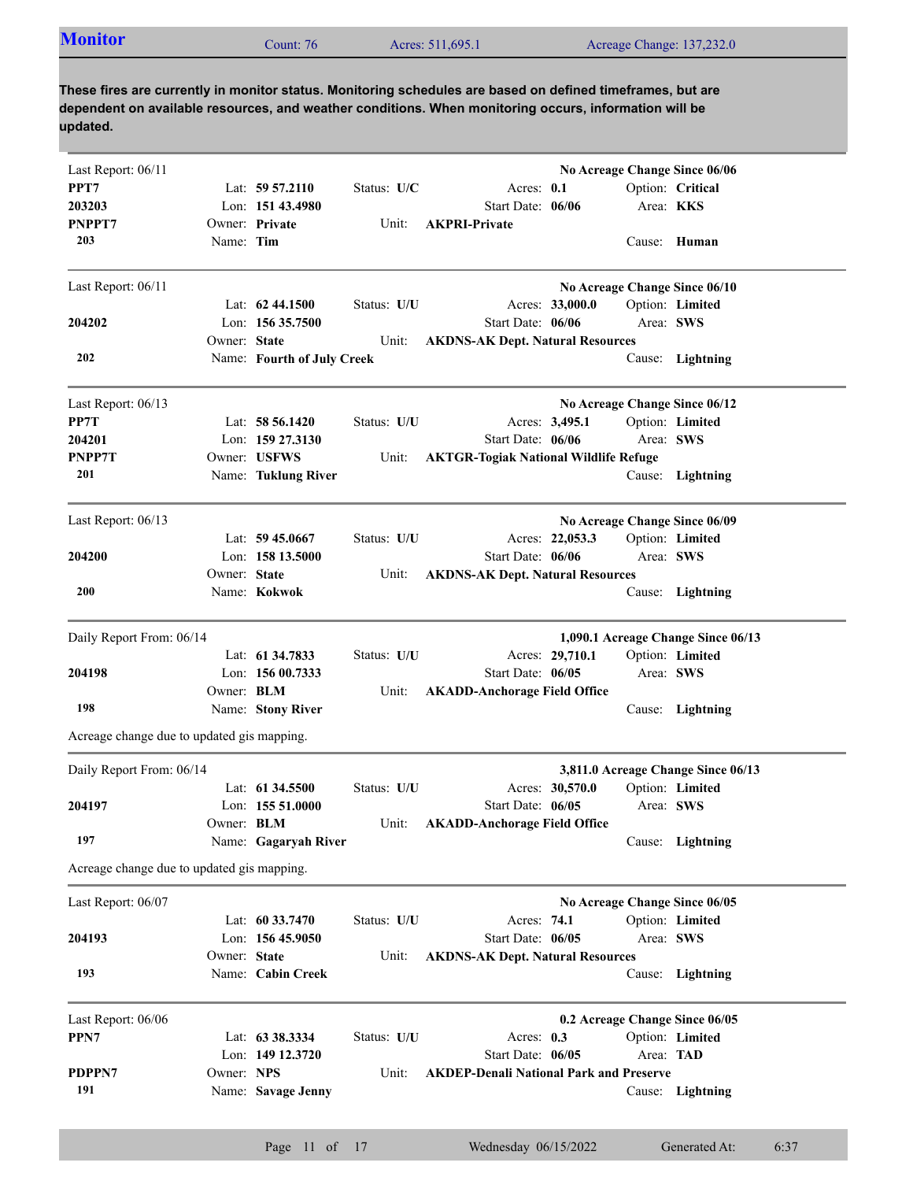## Monitor

Count: 76 | Acres: 511,695.1 | Acreage Change: 137,232.0

**These fires are currently in monitor status. Monitoring schedules are based on defined timeframes, but are dependent on available resources, and weather conditions. When monitoring occurs, information will be updated.**

---

Last Report: 06/11 — **No Acreage Change Since 06/06**

| | | | | |
|---|---|---|---|---|
| **PPT7** | Lat: **59 57.2110** | Status: **U/C** | Acres: **0.1** | Option: **Critical** |
| **203203** | Lon: **151 43.4980** | | Start Date: **06/06** | Area: **KKS** |
| **PNPPT7** | Owner: **Private** | Unit: **AKPRI-Private** | | |
| **203** | Name: **Tim** | | | Cause: **Human** |

---

Last Report: 06/11 — **No Acreage Change Since 06/10**

| | | | | |
|---|---|---|---|---|
| | Lat: **62 44.1500** | Status: **U/U** | Acres: **33,000.0** | Option: **Limited** |
| **204202** | Lon: **156 35.7500** | | Start Date: **06/06** | Area: **SWS** |
| | Owner: **State** | Unit: **AKDNS-AK Dept. Natural Resources** | | |
| **202** | Name: **Fourth of July Creek** | | | Cause: **Lightning** |

---

Last Report: 06/13 — **No Acreage Change Since 06/12**

| | | | | |
|---|---|---|---|---|
| **PP7T** | Lat: **58 56.1420** | Status: **U/U** | Acres: **3,495.1** | Option: **Limited** |
| **204201** | Lon: **159 27.3130** | | Start Date: **06/06** | Area: **SWS** |
| **PNPP7T** | Owner: **USFWS** | Unit: **AKTGR-Togiak National Wildlife Refuge** | | |
| **201** | Name: **Tuklung River** | | | Cause: **Lightning** |

---

Last Report: 06/13 — **No Acreage Change Since 06/09**

| | | | | |
|---|---|---|---|---|
| | Lat: **59 45.0667** | Status: **U/U** | Acres: **22,053.3** | Option: **Limited** |
| **204200** | Lon: **158 13.5000** | | Start Date: **06/06** | Area: **SWS** |
| | Owner: **State** | Unit: **AKDNS-AK Dept. Natural Resources** | | |
| **200** | Name: **Kokwok** | | | Cause: **Lightning** |

---

Daily Report From: 06/14 — **1,090.1 Acreage Change Since 06/13**

| | | | | |
|---|---|---|---|---|
| | Lat: **61 34.7833** | Status: **U/U** | Acres: **29,710.1** | Option: **Limited** |
| **204198** | Lon: **156 00.7333** | | Start Date: **06/05** | Area: **SWS** |
| | Owner: **BLM** | Unit: **AKADD-Anchorage Field Office** | | |
| **198** | Name: **Stony River** | | | Cause: **Lightning** |

Acreage change due to updated gis mapping.

---

Daily Report From: 06/14 — **3,811.0 Acreage Change Since 06/13**

| | | | | |
|---|---|---|---|---|
| | Lat: **61 34.5500** | Status: **U/U** | Acres: **30,570.0** | Option: **Limited** |
| **204197** | Lon: **155 51.0000** | | Start Date: **06/05** | Area: **SWS** |
| | Owner: **BLM** | Unit: **AKADD-Anchorage Field Office** | | |
| **197** | Name: **Gagaryah River** | | | Cause: **Lightning** |

Acreage change due to updated gis mapping.

---

Last Report: 06/07 — **No Acreage Change Since 06/05**

| | | | | |
|---|---|---|---|---|
| | Lat: **60 33.7470** | Status: **U/U** | Acres: **74.1** | Option: **Limited** |
| **204193** | Lon: **156 45.9050** | | Start Date: **06/05** | Area: **SWS** |
| | Owner: **State** | Unit: **AKDNS-AK Dept. Natural Resources** | | |
| **193** | Name: **Cabin Creek** | | | Cause: **Lightning** |

---

Last Report: 06/06 — **0.2 Acreage Change Since 06/05**

| | | | | |
|---|---|---|---|---|
| **PPN7** | Lat: **63 38.3334** | Status: **U/U** | Acres: **0.3** | Option: **Limited** |
| | Lon: **149 12.3720** | | Start Date: **06/05** | Area: **TAD** |
| **PDPPN7** | Owner: **NPS** | Unit: **AKDEP-Denali National Park and Preserve** | | |
| **191** | Name: **Savage Jenny** | | | Cause: **Lightning** |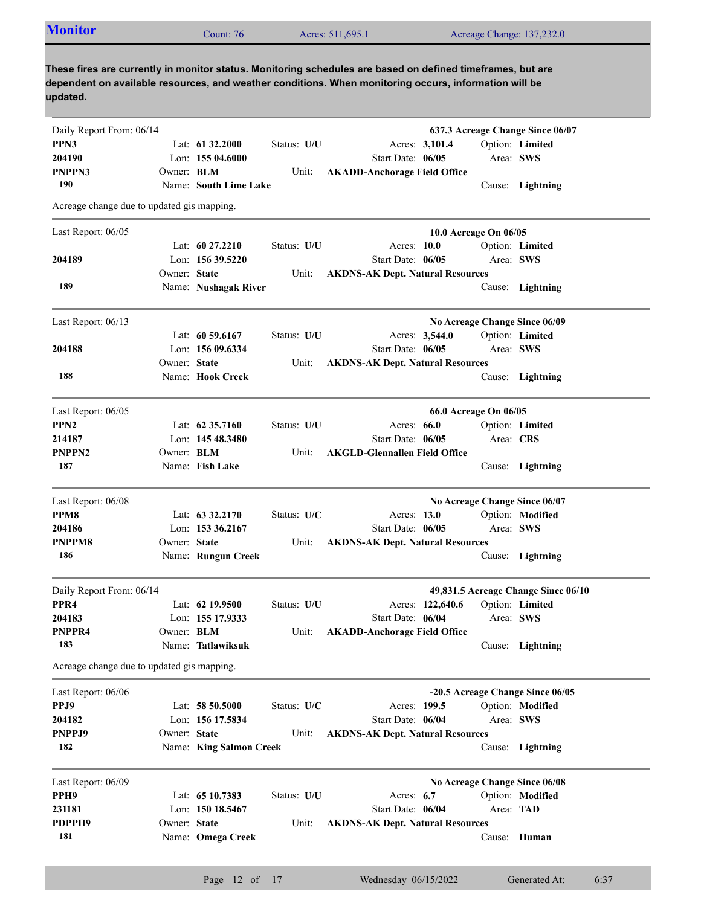## Monitor

Count: 76 | Acres: 511,695.1 | Acreage Change: 137,232.0

**These fires are currently in monitor status. Monitoring schedules are based on defined timeframes, but are dependent on available resources, and weather conditions. When monitoring occurs, information will be updated.**

---

Daily Report From: 06/14 — **637.3 Acreage Change Since 06/07**

**PPN3** | Lat: **61 32.2000** | Status: **U/U** | Acres: **3,101.4** | Option: **Limited**
**204190** | Lon: **155 04.6000** | Start Date: **06/05** | Area: **SWS**
**PNPPN3** | Owner: **BLM** | Unit: **AKADD-Anchorage Field Office**
**190** | Name: **South Lime Lake** | Cause: **Lightning**

Acreage change due to updated gis mapping.

---

Last Report: 06/05 — **10.0 Acreage On 06/05**

Lat: **60 27.2210** | Status: **U/U** | Acres: **10.0** | Option: **Limited**
**204189** | Lon: **156 39.5220** | Start Date: **06/05** | Area: **SWS**
Owner: **State** | Unit: **AKDNS-AK Dept. Natural Resources**
**189** | Name: **Nushagak River** | Cause: **Lightning**

---

Last Report: 06/13 — **No Acreage Change Since 06/09**

Lat: **60 59.6167** | Status: **U/U** | Acres: **3,544.0** | Option: **Limited**
**204188** | Lon: **156 09.6334** | Start Date: **06/05** | Area: **SWS**
Owner: **State** | Unit: **AKDNS-AK Dept. Natural Resources**
**188** | Name: **Hook Creek** | Cause: **Lightning**

---

Last Report: 06/05 — **66.0 Acreage On 06/05**

**PPN2** | Lat: **62 35.7160** | Status: **U/U** | Acres: **66.0** | Option: **Limited**
**214187** | Lon: **145 48.3480** | Start Date: **06/05** | Area: **CRS**
**PNPPN2** | Owner: **BLM** | Unit: **AKGLD-Glennallen Field Office**
**187** | Name: **Fish Lake** | Cause: **Lightning**

---

Last Report: 06/08 — **No Acreage Change Since 06/07**

**PPM8** | Lat: **63 32.2170** | Status: **U/C** | Acres: **13.0** | Option: **Modified**
**204186** | Lon: **153 36.2167** | Start Date: **06/05** | Area: **SWS**
**PNPPM8** | Owner: **State** | Unit: **AKDNS-AK Dept. Natural Resources**
**186** | Name: **Rungun Creek** | Cause: **Lightning**

---

Daily Report From: 06/14 — **49,831.5 Acreage Change Since 06/10**

**PPR4** | Lat: **62 19.9500** | Status: **U/U** | Acres: **122,640.6** | Option: **Limited**
**204183** | Lon: **155 17.9333** | Start Date: **06/04** | Area: **SWS**
**PNPPR4** | Owner: **BLM** | Unit: **AKADD-Anchorage Field Office**
**183** | Name: **Tatlawiksuk** | Cause: **Lightning**

Acreage change due to updated gis mapping.

---

Last Report: 06/06 — **-20.5 Acreage Change Since 06/05**

**PPJ9** | Lat: **58 50.5000** | Status: **U/C** | Acres: **199.5** | Option: **Modified**
**204182** | Lon: **156 17.5834** | Start Date: **06/04** | Area: **SWS**
**PNPPJ9** | Owner: **State** | Unit: **AKDNS-AK Dept. Natural Resources**
**182** | Name: **King Salmon Creek** | Cause: **Lightning**

---

Last Report: 06/09 — **No Acreage Change Since 06/08**

**PPH9** | Lat: **65 10.7383** | Status: **U/U** | Acres: **6.7** | Option: **Modified**
**231181** | Lon: **150 18.5467** | Start Date: **06/04** | Area: **TAD**
**PDPPH9** | Owner: **State** | Unit: **AKDNS-AK Dept. Natural Resources**
**181** | Name: **Omega Creek** | Cause: **Human**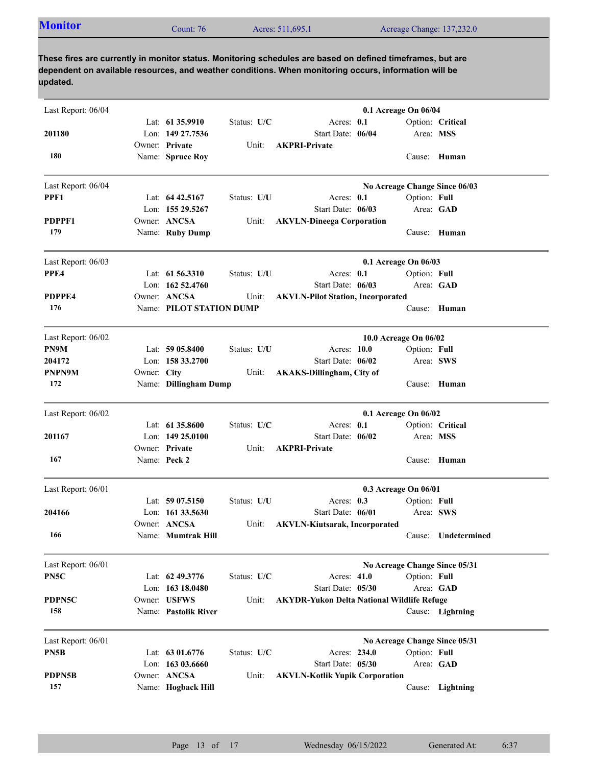## Monitor

Count: 76 | Acres: 511,695.1 | Acreage Change: 137,232.0

**These fires are currently in monitor status. Monitoring schedules are based on defined timeframes, but are dependent on available resources, and weather conditions. When monitoring occurs, information will be updated.**

---

Last Report: 06/04 — **0.1 Acreage On 06/04**

**201180**
**180**

Lat: **61 35.9910** | Lon: **149 27.7536** | Owner: **Private** | Name: **Spruce Roy**
Status: **U/C** | Unit: **AKPRI-Private**
Acres: **0.1** | Start Date: **06/04**
Option: **Critical** | Area: **MSS** | Cause: **Human**

---

Last Report: 06/04 — **No Acreage Change Since 06/03**

**PPF1**
**PDPPF1**
**179**

Lat: **64 42.5167** | Lon: **155 29.5267** | Owner: **ANCSA** | Name: **Ruby Dump**
Status: **U/U** | Unit: **AKVLN-Dineega Corporation**
Acres: **0.1** | Start Date: **06/03**
Option: **Full** | Area: **GAD** | Cause: **Human**

---

Last Report: 06/03 — **0.1 Acreage On 06/03**

**PPE4**
**PDPPE4**
**176**

Lat: **61 56.3310** | Lon: **162 52.4760** | Owner: **ANCSA** | Name: **PILOT STATION DUMP**
Status: **U/U** | Unit: **AKVLN-Pilot Station, Incorporated**
Acres: **0.1** | Start Date: **06/03**
Option: **Full** | Area: **GAD** | Cause: **Human**

---

Last Report: 06/02 — **10.0 Acreage On 06/02**

**PN9M**
**204172**
**PNPN9M**
**172**

Lat: **59 05.8400** | Lon: **158 33.2700** | Owner: **City** | Name: **Dillingham Dump**
Status: **U/U** | Unit: **AKAKS-Dillingham, City of**
Acres: **10.0** | Start Date: **06/02**
Option: **Full** | Area: **SWS** | Cause: **Human**

---

Last Report: 06/02 — **0.1 Acreage On 06/02**

**201167**
**167**

Lat: **61 35.8600** | Lon: **149 25.0100** | Owner: **Private** | Name: **Peck 2**
Status: **U/C** | Unit: **AKPRI-Private**
Acres: **0.1** | Start Date: **06/02**
Option: **Critical** | Area: **MSS** | Cause: **Human**

---

Last Report: 06/01 — **0.3 Acreage On 06/01**

**204166**
**166**

Lat: **59 07.5150** | Lon: **161 33.5630** | Owner: **ANCSA** | Name: **Mumtrak Hill**
Status: **U/U** | Unit: **AKVLN-Kiutsarak, Incorporated**
Acres: **0.3** | Start Date: **06/01**
Option: **Full** | Area: **SWS** | Cause: **Undetermined**

---

Last Report: 06/01 — **No Acreage Change Since 05/31**

**PN5C**
**PDPN5C**
**158**

Lat: **62 49.3776** | Lon: **163 18.0480** | Owner: **USFWS** | Name: **Pastolik River**
Status: **U/C** | Unit: **AKYDR-Yukon Delta National Wildlife Refuge**
Acres: **41.0** | Start Date: **05/30**
Option: **Full** | Area: **GAD** | Cause: **Lightning**

---

Last Report: 06/01 — **No Acreage Change Since 05/31**

**PN5B**
**PDPN5B**
**157**

Lat: **63 01.6776** | Lon: **163 03.6660** | Owner: **ANCSA** | Name: **Hogback Hill**
Status: **U/C** | Unit: **AKVLN-Kotlik Yupik Corporation**
Acres: **234.0** | Start Date: **05/30**
Option: **Full** | Area: **GAD** | Cause: **Lightning**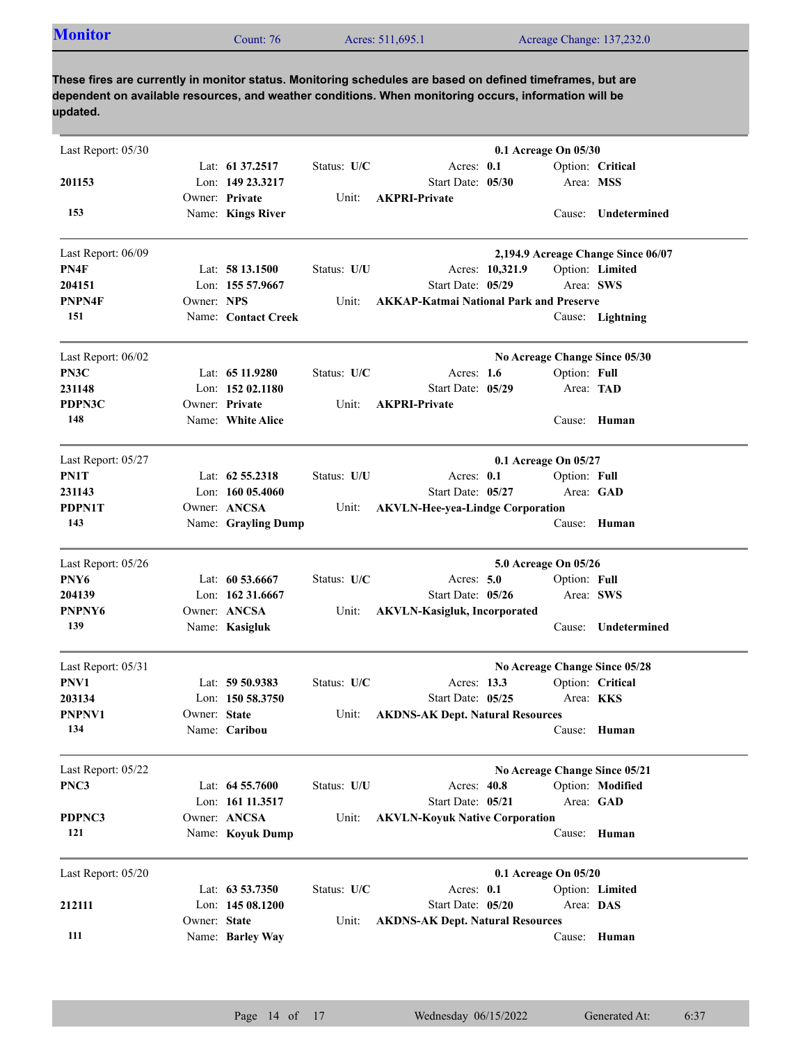## Monitor

Count: 76 | Acres: 511,695.1 | Acreage Change: 137,232.0

**These fires are currently in monitor status. Monitoring schedules are based on defined timeframes, but are dependent on available resources, and weather conditions. When monitoring occurs, information will be updated.**

---

Last Report: 05/30 — **0.1 Acreage On 05/30**

| | | | | |
|---|---|---|---|---|
| | Lat: **61 37.2517** | Status: **U/C** | Acres: **0.1** | Option: **Critical** |
| **201153** | Lon: **149 23.3217** | | Start Date: **05/30** | Area: **MSS** |
| | Owner: **Private** | Unit: **AKPRI-Private** | | |
| **153** | Name: **Kings River** | | | Cause: **Undetermined** |

---

Last Report: 06/09 — **2,194.9 Acreage Change Since 06/07**

| | | | | |
|---|---|---|---|---|
| **PN4F** | Lat: **58 13.1500** | Status: **U/U** | Acres: **10,321.9** | Option: **Limited** |
| **204151** | Lon: **155 57.9667** | | Start Date: **05/29** | Area: **SWS** |
| **PNPN4F** | Owner: **NPS** | Unit: **AKKAP-Katmai National Park and Preserve** | | |
| **151** | Name: **Contact Creek** | | | Cause: **Lightning** |

---

Last Report: 06/02 — **No Acreage Change Since 05/30**

| | | | | |
|---|---|---|---|---|
| **PN3C** | Lat: **65 11.9280** | Status: **U/C** | Acres: **1.6** | Option: **Full** |
| **231148** | Lon: **152 02.1180** | | Start Date: **05/29** | Area: **TAD** |
| **PDPN3C** | Owner: **Private** | Unit: **AKPRI-Private** | | |
| **148** | Name: **White Alice** | | | Cause: **Human** |

---

Last Report: 05/27 — **0.1 Acreage On 05/27**

| | | | | |
|---|---|---|---|---|
| **PN1T** | Lat: **62 55.2318** | Status: **U/U** | Acres: **0.1** | Option: **Full** |
| **231143** | Lon: **160 05.4060** | | Start Date: **05/27** | Area: **GAD** |
| **PDPN1T** | Owner: **ANCSA** | Unit: **AKVLN-Hee-yea-Lindge Corporation** | | |
| **143** | Name: **Grayling Dump** | | | Cause: **Human** |

---

Last Report: 05/26 — **5.0 Acreage On 05/26**

| | | | | |
|---|---|---|---|---|
| **PNY6** | Lat: **60 53.6667** | Status: **U/C** | Acres: **5.0** | Option: **Full** |
| **204139** | Lon: **162 31.6667** | | Start Date: **05/26** | Area: **SWS** |
| **PNPNY6** | Owner: **ANCSA** | Unit: **AKVLN-Kasigluk, Incorporated** | | |
| **139** | Name: **Kasigluk** | | | Cause: **Undetermined** |

---

Last Report: 05/31 — **No Acreage Change Since 05/28**

| | | | | |
|---|---|---|---|---|
| **PNV1** | Lat: **59 50.9383** | Status: **U/C** | Acres: **13.3** | Option: **Critical** |
| **203134** | Lon: **150 58.3750** | | Start Date: **05/25** | Area: **KKS** |
| **PNPNV1** | Owner: **State** | Unit: **AKDNS-AK Dept. Natural Resources** | | |
| **134** | Name: **Caribou** | | | Cause: **Human** |

---

Last Report: 05/22 — **No Acreage Change Since 05/21**

| | | | | |
|---|---|---|---|---|
| **PNC3** | Lat: **64 55.7600** | Status: **U/U** | Acres: **40.8** | Option: **Modified** |
| | Lon: **161 11.3517** | | Start Date: **05/21** | Area: **GAD** |
| **PDPNC3** | Owner: **ANCSA** | Unit: **AKVLN-Koyuk Native Corporation** | | |
| **121** | Name: **Koyuk Dump** | | | Cause: **Human** |

---

Last Report: 05/20 — **0.1 Acreage On 05/20**

| | | | | |
|---|---|---|---|---|
| | Lat: **63 53.7350** | Status: **U/C** | Acres: **0.1** | Option: **Limited** |
| **212111** | Lon: **145 08.1200** | | Start Date: **05/20** | Area: **DAS** |
| | Owner: **State** | Unit: **AKDNS-AK Dept. Natural Resources** | | |
| **111** | Name: **Barley Way** | | | Cause: **Human** |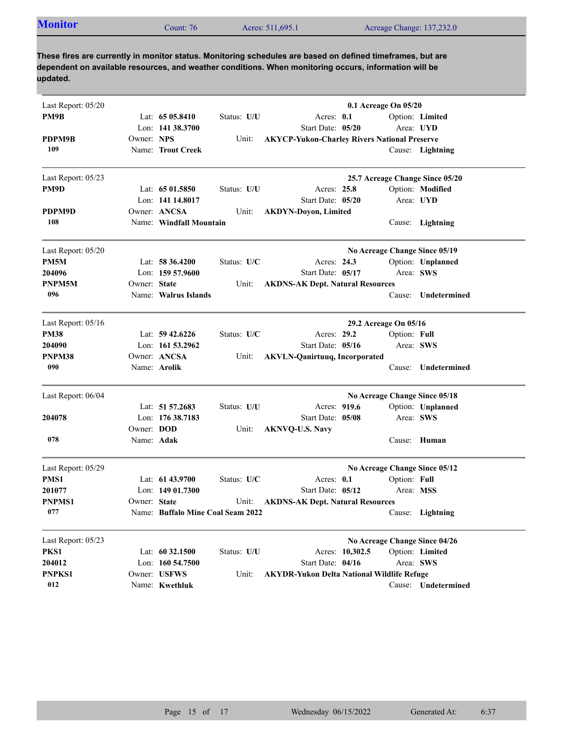## Monitor

Count: 76 Acres: 511,695.1 Acreage Change: 137,232.0

**These fires are currently in monitor status. Monitoring schedules are based on defined timeframes, but are dependent on available resources, and weather conditions. When monitoring occurs, information will be updated.**

---

Last Report: 05/20 — **0.1 Acreage On 05/20**

**PM9B**
**PDPM9B**
**109**

| | | | |
|---|---|---|---|
| Lat: **65 05.8410** | Status: **U/U** | Acres: **0.1** | Option: **Limited** |
| Lon: **141 38.3700** | | Start Date: **05/20** | Area: **UYD** |
| Owner: **NPS** | Unit: **AKYCP-Yukon-Charley Rivers National Preserve** | | |
| Name: **Trout Creek** | | | Cause: **Lightning** |

---

Last Report: 05/23 — **25.7 Acreage Change Since 05/20**

**PM9D**
**PDPM9D**
**108**

| | | | |
|---|---|---|---|
| Lat: **65 01.5850** | Status: **U/U** | Acres: **25.8** | Option: **Modified** |
| Lon: **141 14.8017** | | Start Date: **05/20** | Area: **UYD** |
| Owner: **ANCSA** | Unit: **AKDYN-Doyon, Limited** | | |
| Name: **Windfall Mountain** | | | Cause: **Lightning** |

---

Last Report: 05/20 — **No Acreage Change Since 05/19**

**PM5M**
**204096**
**PNPM5M**
**096**

| | | | |
|---|---|---|---|
| Lat: **58 36.4200** | Status: **U/C** | Acres: **24.3** | Option: **Unplanned** |
| Lon: **159 57.9600** | | Start Date: **05/17** | Area: **SWS** |
| Owner: **State** | Unit: **AKDNS-AK Dept. Natural Resources** | | |
| Name: **Walrus Islands** | | | Cause: **Undetermined** |

---

Last Report: 05/16 — **29.2 Acreage On 05/16**

**PM38**
**204090**
**PNPM38**
**090**

| | | | |
|---|---|---|---|
| Lat: **59 42.6226** | Status: **U/C** | Acres: **29.2** | Option: **Full** |
| Lon: **161 53.2962** | | Start Date: **05/16** | Area: **SWS** |
| Owner: **ANCSA** | Unit: **AKVLN-Qanirtuuq, Incorporated** | | |
| Name: **Arolik** | | | Cause: **Undetermined** |

---

Last Report: 06/04 — **No Acreage Change Since 05/18**

**204078**
**078**

| | | | |
|---|---|---|---|
| Lat: **51 57.2683** | Status: **U/U** | Acres: **919.6** | Option: **Unplanned** |
| Lon: **176 38.7183** | | Start Date: **05/08** | Area: **SWS** |
| Owner: **DOD** | Unit: **AKNVQ-U.S. Navy** | | |
| Name: **Adak** | | | Cause: **Human** |

---

Last Report: 05/29 — **No Acreage Change Since 05/12**

**PMS1**
**201077**
**PNPMS1**
**077**

| | | | |
|---|---|---|---|
| Lat: **61 43.9700** | Status: **U/C** | Acres: **0.1** | Option: **Full** |
| Lon: **149 01.7300** | | Start Date: **05/12** | Area: **MSS** |
| Owner: **State** | Unit: **AKDNS-AK Dept. Natural Resources** | | |
| Name: **Buffalo Mine Coal Seam 2022** | | | Cause: **Lightning** |

---

Last Report: 05/23 — **No Acreage Change Since 04/26**

**PKS1**
**204012**
**PNPKS1**
**012**

| | | | |
|---|---|---|---|
| Lat: **60 32.1500** | Status: **U/U** | Acres: **10,302.5** | Option: **Limited** |
| Lon: **160 54.7500** | | Start Date: **04/16** | Area: **SWS** |
| Owner: **USFWS** | Unit: **AKYDR-Yukon Delta National Wildlife Refuge** | | |
| Name: **Kwethluk** | | | Cause: **Undetermined** |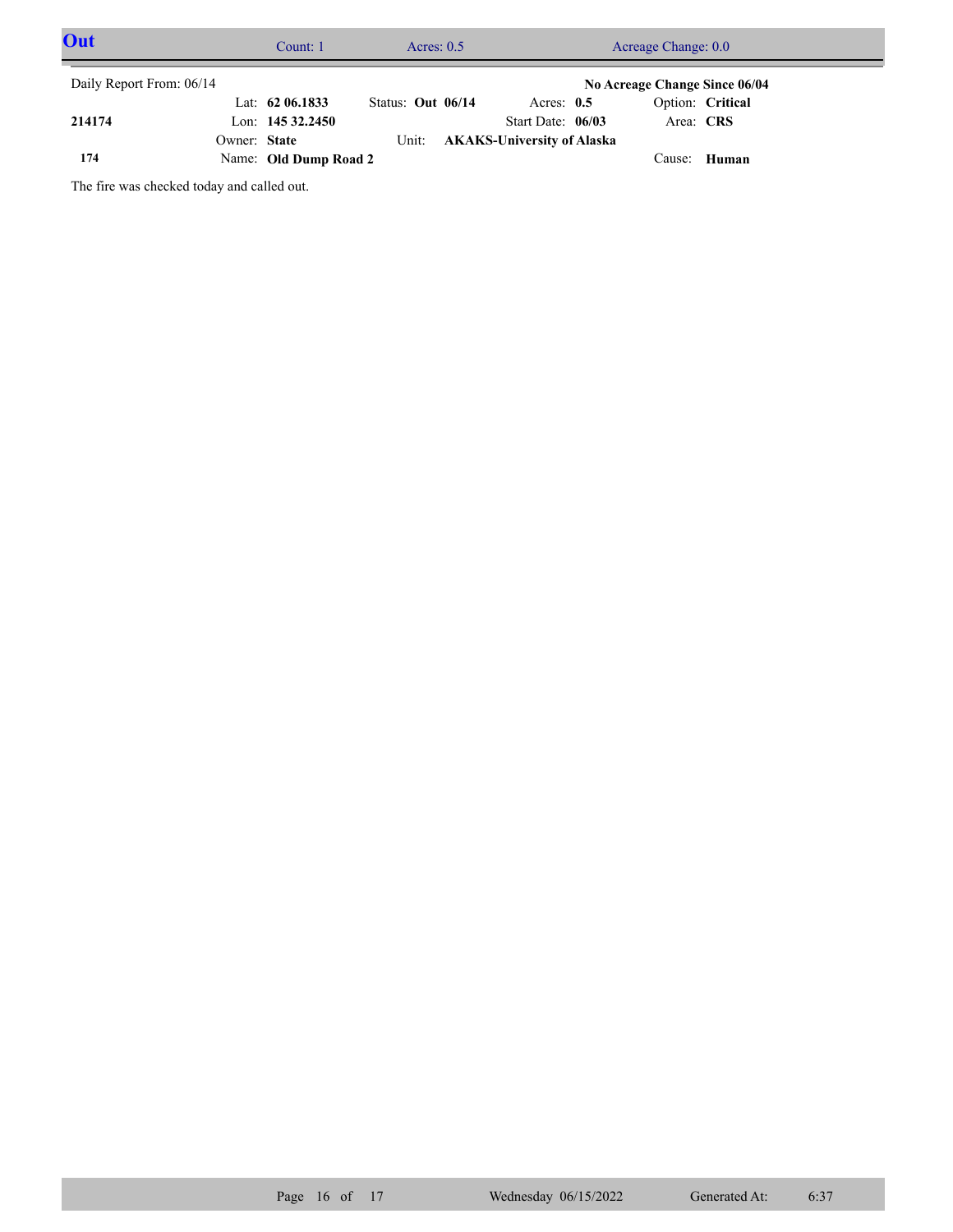## Out

Count: 1 | Acres: 0.5 | Acreage Change: 0.0

Daily Report From: 06/14

**No Acreage Change Since 06/04**

| | | | | |
|---|---|---|---|---|
| | Lat: **62 06.1833** | Status: **Out 06/14** | Acres: **0.5** | Option: **Critical** |
| **214174** | Lon: **145 32.2450** | | Start Date: **06/03** | Area: **CRS** |
| | Owner: **State** | Unit: **AKAKS-University of Alaska** | | |
| **174** | Name: **Old Dump Road 2** | | | Cause: **Human** |

The fire was checked today and called out.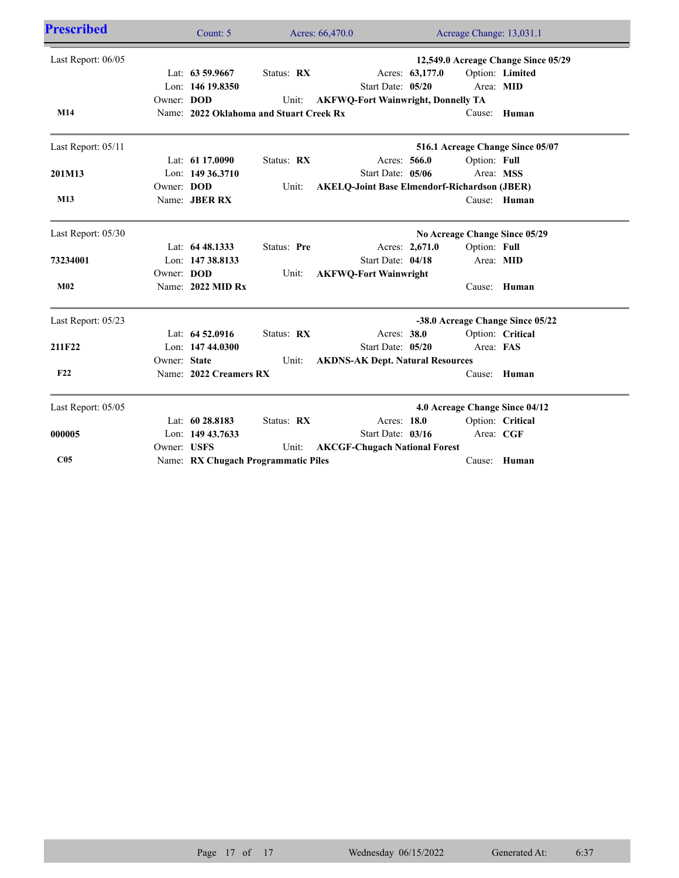## Prescribed

Count: 5 | Acres: 66,470.0 | Acreage Change: 13,031.1

---

Last Report: 06/05 — **12,549.0 Acreage Change Since 05/29**

| | | | |
|---|---|---|---|
| Lat: **63 59.9667** | Status: **RX** | Acres: **63,177.0** | Option: **Limited** |
| Lon: **146 19.8350** | | Start Date: **05/20** | Area: **MID** |
| Owner: **DOD** | Unit: **AKFWQ-Fort Wainwright, Donnelly TA** | | |
| Name: **2022 Oklahoma and Stuart Creek Rx** | | | Cause: **Human** |

**M14**

---

Last Report: 05/11 — **516.1 Acreage Change Since 05/07**

**201M13**

| | | | |
|---|---|---|---|
| Lat: **61 17.0090** | Status: **RX** | Acres: **566.0** | Option: **Full** |
| Lon: **149 36.3710** | | Start Date: **05/06** | Area: **MSS** |
| Owner: **DOD** | Unit: **AKELQ-Joint Base Elmendorf-Richardson (JBER)** | | |
| Name: **JBER RX** | | | Cause: **Human** |

**M13**

---

Last Report: 05/30 — **No Acreage Change Since 05/29**

**73234001**

| | | | |
|---|---|---|---|
| Lat: **64 48.1333** | Status: **Pre** | Acres: **2,671.0** | Option: **Full** |
| Lon: **147 38.8133** | | Start Date: **04/18** | Area: **MID** |
| Owner: **DOD** | Unit: **AKFWQ-Fort Wainwright** | | |
| Name: **2022 MID Rx** | | | Cause: **Human** |

**M02**

---

Last Report: 05/23 — **-38.0 Acreage Change Since 05/22**

**211F22**

| | | | |
|---|---|---|---|
| Lat: **64 52.0916** | Status: **RX** | Acres: **38.0** | Option: **Critical** |
| Lon: **147 44.0300** | | Start Date: **05/20** | Area: **FAS** |
| Owner: **State** | Unit: **AKDNS-AK Dept. Natural Resources** | | |
| Name: **2022 Creamers RX** | | | Cause: **Human** |

**F22**

---

Last Report: 05/05 — **4.0 Acreage Change Since 04/12**

**000005**

| | | | |
|---|---|---|---|
| Lat: **60 28.8183** | Status: **RX** | Acres: **18.0** | Option: **Critical** |
| Lon: **149 43.7633** | | Start Date: **03/16** | Area: **CGF** |
| Owner: **USFS** | Unit: **AKCGF-Chugach National Forest** | | |
| Name: **RX Chugach Programmatic Piles** | | | Cause: **Human** |

**C05**

Wednesday 06/15/2022 — Generated At: 6:37